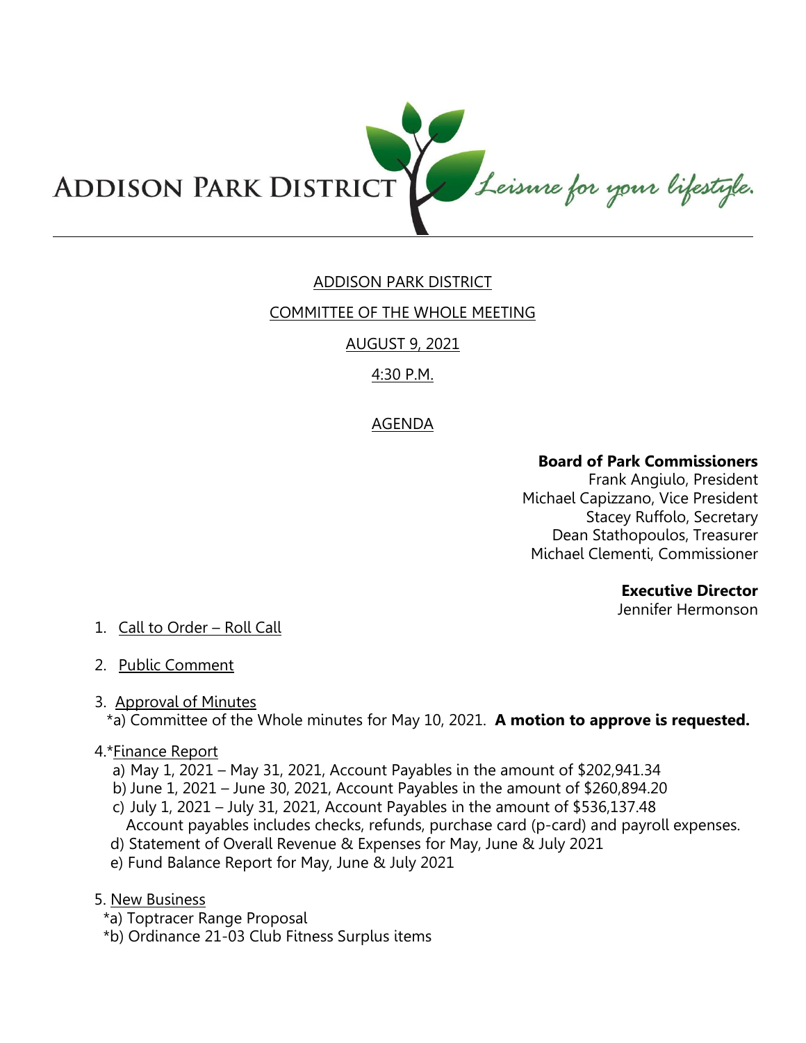ADDISON PARK DISTRICT *Leisure for your lifestyle.*

# ADDISON PARK DISTRICT

## COMMITTEE OF THE WHOLE MEETING

## AUGUST 9, 2021

## 4:30 P.M.

## AGENDA

**Board of Park Commissioners**
Frank Angiulo, President
Michael Capizzano, Vice President
Stacey Ruffolo, Secretary
Dean Stathopoulos, Treasurer
Michael Clementi, Commissioner

**Executive Director**
Jennifer Hermonson

1. Call to Order – Roll Call

2. Public Comment

3. Approval of Minutes
   *a) Committee of the Whole minutes for May 10, 2021. **A motion to approve is requested.**

4. *Finance Report
   a) May 1, 2021 – May 31, 2021, Account Payables in the amount of $202,941.34
   b) June 1, 2021 – June 30, 2021, Account Payables in the amount of $260,894.20
   c) July 1, 2021 – July 31, 2021, Account Payables in the amount of $536,137.48
   Account payables includes checks, refunds, purchase card (p-card) and payroll expenses.
   d) Statement of Overall Revenue & Expenses for May, June & July 2021
   e) Fund Balance Report for May, June & July 2021

5. New Business
   *a) Toptracer Range Proposal
   *b) Ordinance 21-03 Club Fitness Surplus items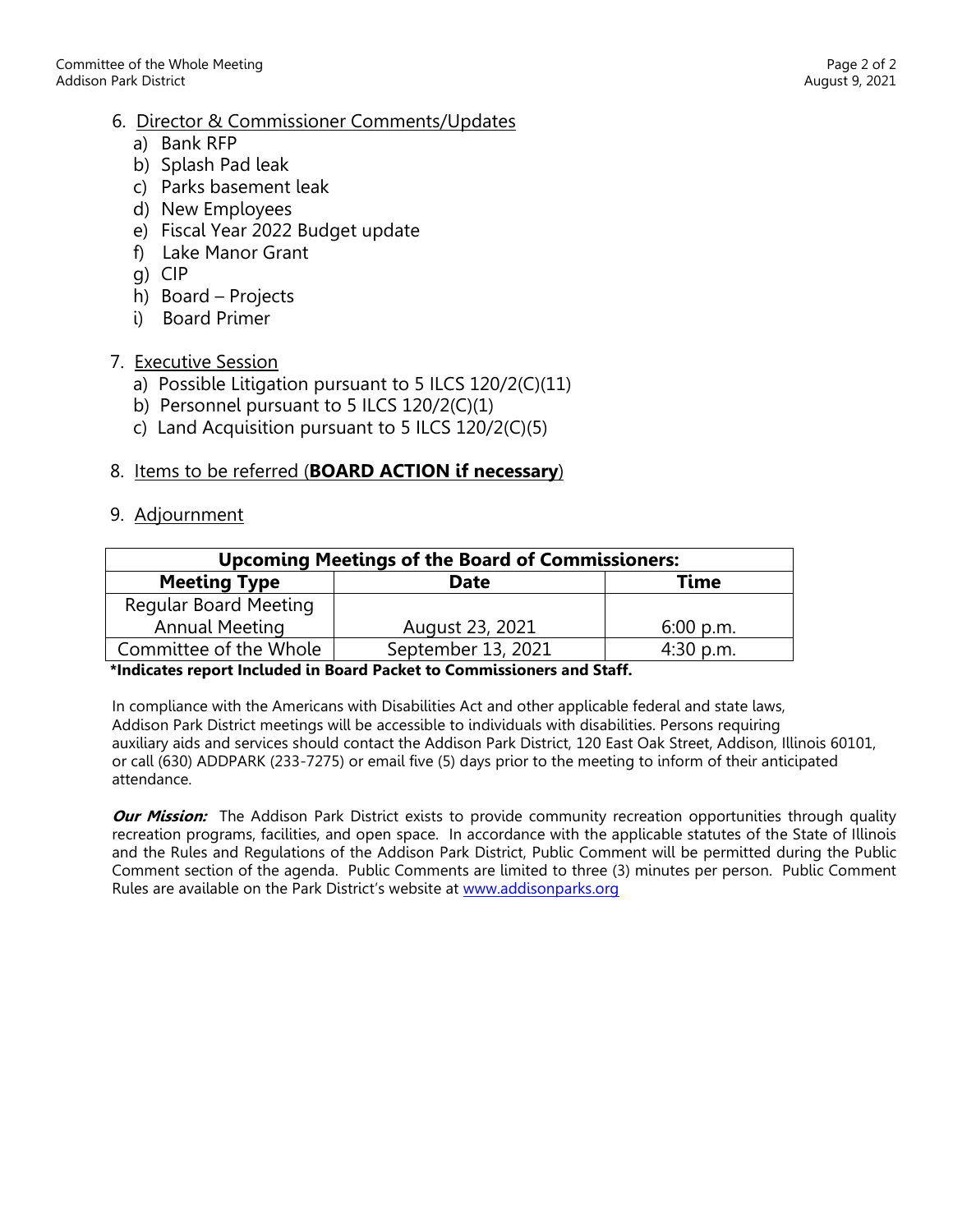6. <u>Director & Commissioner Comments/Updates</u>
   a) Bank RFP
   b) Splash Pad leak
   c) Parks basement leak
   d) New Employees
   e) Fiscal Year 2022 Budget update
   f) Lake Manor Grant
   g) CIP
   h) Board – Projects
   i) Board Primer

7. <u>Executive Session</u>
   a) Possible Litigation pursuant to 5 ILCS 120/2(C)(11)
   b) Personnel pursuant to 5 ILCS 120/2(C)(1)
   c) Land Acquisition pursuant to 5 ILCS 120/2(C)(5)

8. <u>Items to be referred (**BOARD ACTION if necessary**)</u>

9. <u>Adjournment</u>

| **Upcoming Meetings of the Board of Commissioners:** | | |
|---|---|---|
| **Meeting Type** | **Date** | **Time** |
| Regular Board Meeting Annual Meeting | August 23, 2021 | 6:00 p.m. |
| Committee of the Whole | September 13, 2021 | 4:30 p.m. |

**\*Indicates report Included in Board Packet to Commissioners and Staff.**

In compliance with the Americans with Disabilities Act and other applicable federal and state laws, Addison Park District meetings will be accessible to individuals with disabilities. Persons requiring auxiliary aids and services should contact the Addison Park District, 120 East Oak Street, Addison, Illinois 60101, or call (630) ADDPARK (233-7275) or email five (5) days prior to the meeting to inform of their anticipated attendance.

***Our Mission:*** The Addison Park District exists to provide community recreation opportunities through quality recreation programs, facilities, and open space. In accordance with the applicable statutes of the State of Illinois and the Rules and Regulations of the Addison Park District, Public Comment will be permitted during the Public Comment section of the agenda. Public Comments are limited to three (3) minutes per person. Public Comment Rules are available on the Park District's website at www.addisonparks.org